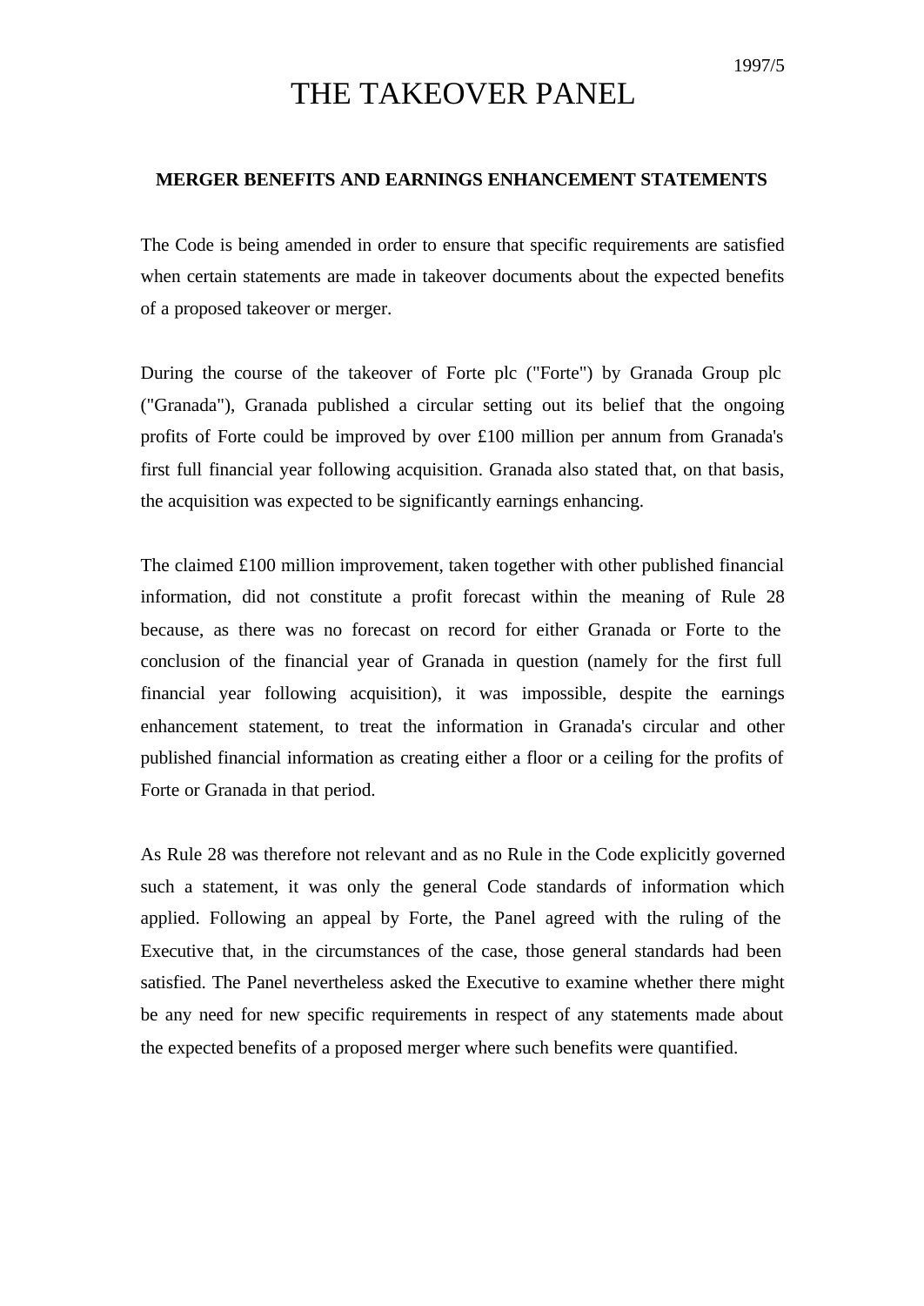1997/5

# THE TAKEOVER PANEL

## MERGER BENEFITS AND EARNINGS ENHANCEMENT STATEMENTS

The Code is being amended in order to ensure that specific requirements are satisfied when certain statements are made in takeover documents about the expected benefits of a proposed takeover or merger.

During the course of the takeover of Forte plc ("Forte") by Granada Group plc ("Granada"), Granada published a circular setting out its belief that the ongoing profits of Forte could be improved by over £100 million per annum from Granada's first full financial year following acquisition. Granada also stated that, on that basis, the acquisition was expected to be significantly earnings enhancing.

The claimed £100 million improvement, taken together with other published financial information, did not constitute a profit forecast within the meaning of Rule 28 because, as there was no forecast on record for either Granada or Forte to the conclusion of the financial year of Granada in question (namely for the first full financial year following acquisition), it was impossible, despite the earnings enhancement statement, to treat the information in Granada's circular and other published financial information as creating either a floor or a ceiling for the profits of Forte or Granada in that period.

As Rule 28 was therefore not relevant and as no Rule in the Code explicitly governed such a statement, it was only the general Code standards of information which applied. Following an appeal by Forte, the Panel agreed with the ruling of the Executive that, in the circumstances of the case, those general standards had been satisfied. The Panel nevertheless asked the Executive to examine whether there might be any need for new specific requirements in respect of any statements made about the expected benefits of a proposed merger where such benefits were quantified.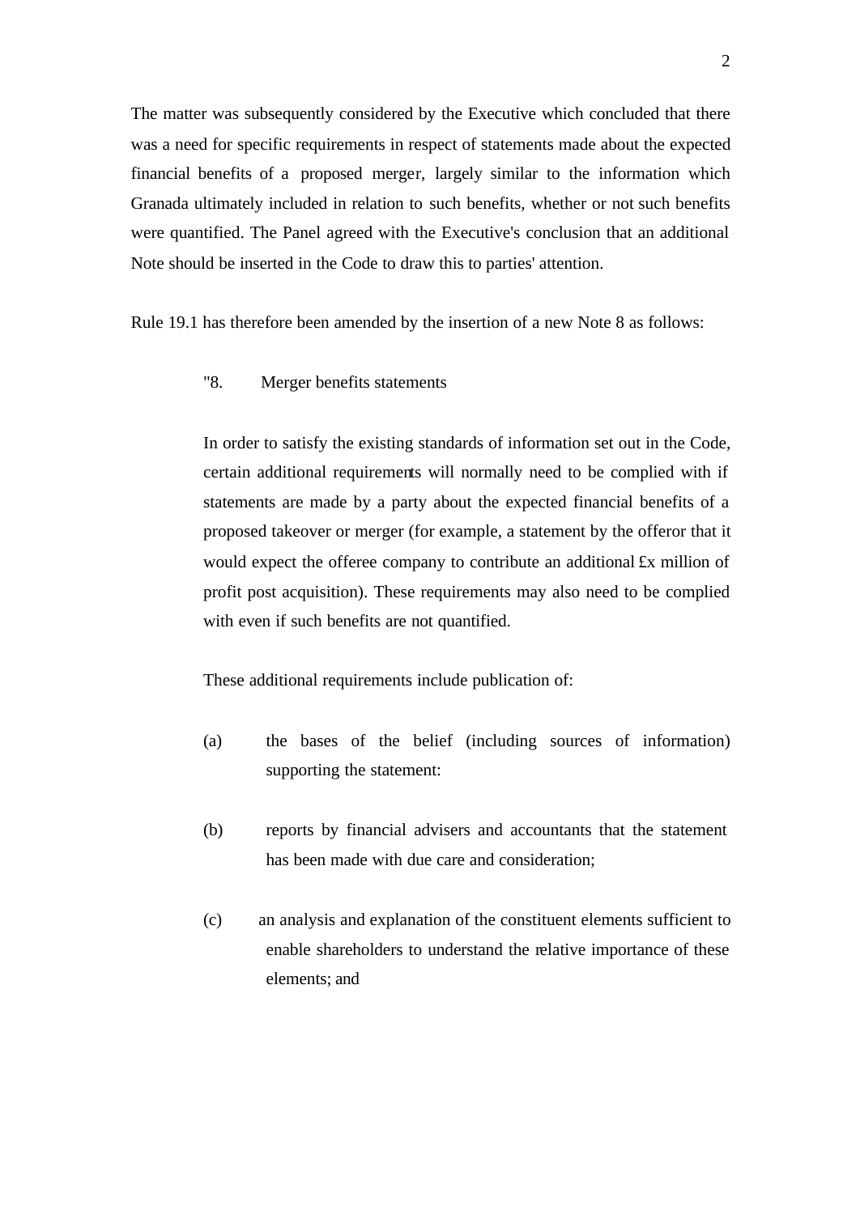The matter was subsequently considered by the Executive which concluded that there was a need for specific requirements in respect of statements made about the expected financial benefits of a proposed merger, largely similar to the information which Granada ultimately included in relation to such benefits, whether or not such benefits were quantified. The Panel agreed with the Executive's conclusion that an additional Note should be inserted in the Code to draw this to parties' attention.

Rule 19.1 has therefore been amended by the insertion of a new Note 8 as follows:

> "8. Merger benefits statements
>
> In order to satisfy the existing standards of information set out in the Code, certain additional requirements will normally need to be complied with if statements are made by a party about the expected financial benefits of a proposed takeover or merger (for example, a statement by the offeror that it would expect the offeree company to contribute an additional £x million of profit post acquisition). These requirements may also need to be complied with even if such benefits are not quantified.
>
> These additional requirements include publication of:
>
> (a) the bases of the belief (including sources of information) supporting the statement:
>
> (b) reports by financial advisers and accountants that the statement has been made with due care and consideration;
>
> (c) an analysis and explanation of the constituent elements sufficient to enable shareholders to understand the relative importance of these elements; and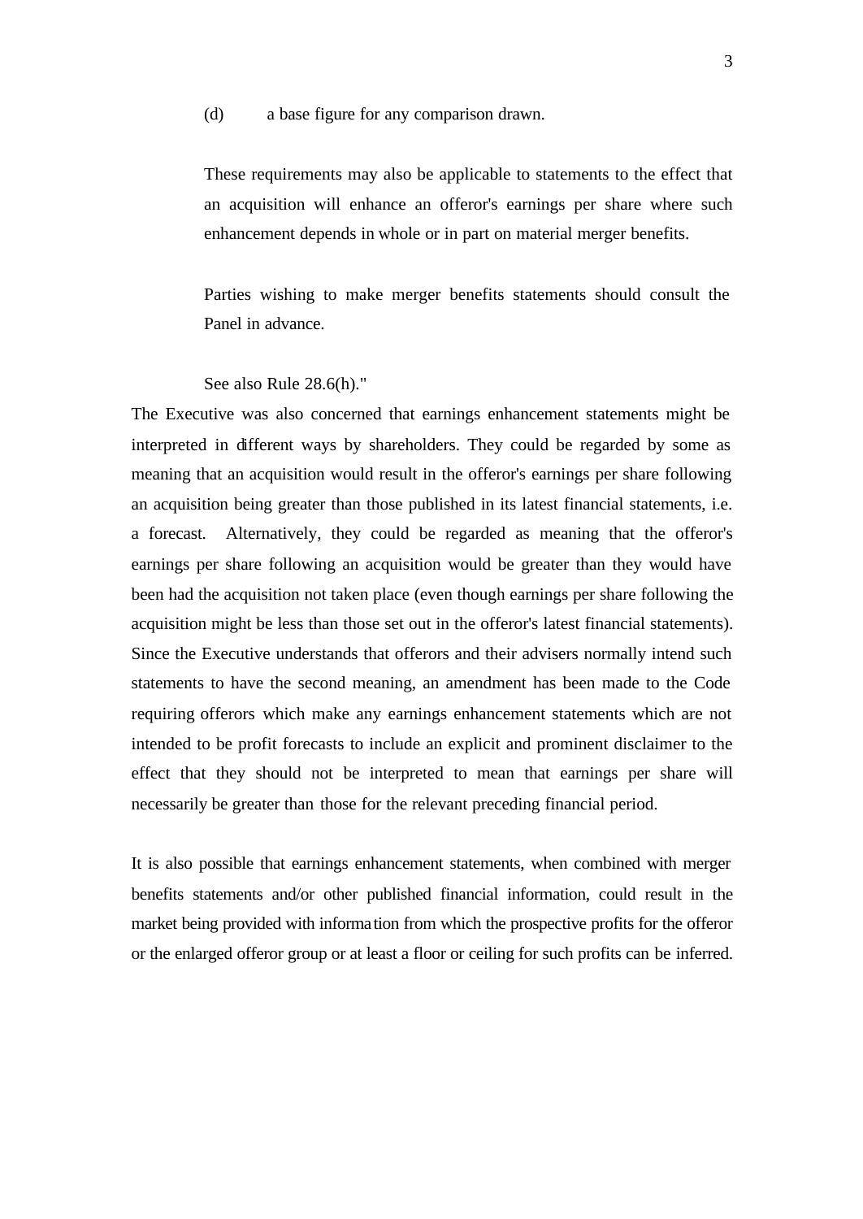(d) a base figure for any comparison drawn.

These requirements may also be applicable to statements to the effect that an acquisition will enhance an offeror's earnings per share where such enhancement depends in whole or in part on material merger benefits.

Parties wishing to make merger benefits statements should consult the Panel in advance.

See also Rule 28.6(h)."

The Executive was also concerned that earnings enhancement statements might be interpreted in different ways by shareholders. They could be regarded by some as meaning that an acquisition would result in the offeror's earnings per share following an acquisition being greater than those published in its latest financial statements, i.e. a forecast. Alternatively, they could be regarded as meaning that the offeror's earnings per share following an acquisition would be greater than they would have been had the acquisition not taken place (even though earnings per share following the acquisition might be less than those set out in the offeror's latest financial statements). Since the Executive understands that offerors and their advisers normally intend such statements to have the second meaning, an amendment has been made to the Code requiring offerors which make any earnings enhancement statements which are not intended to be profit forecasts to include an explicit and prominent disclaimer to the effect that they should not be interpreted to mean that earnings per share will necessarily be greater than those for the relevant preceding financial period.

It is also possible that earnings enhancement statements, when combined with merger benefits statements and/or other published financial information, could result in the market being provided with information from which the prospective profits for the offeror or the enlarged offeror group or at least a floor or ceiling for such profits can be inferred.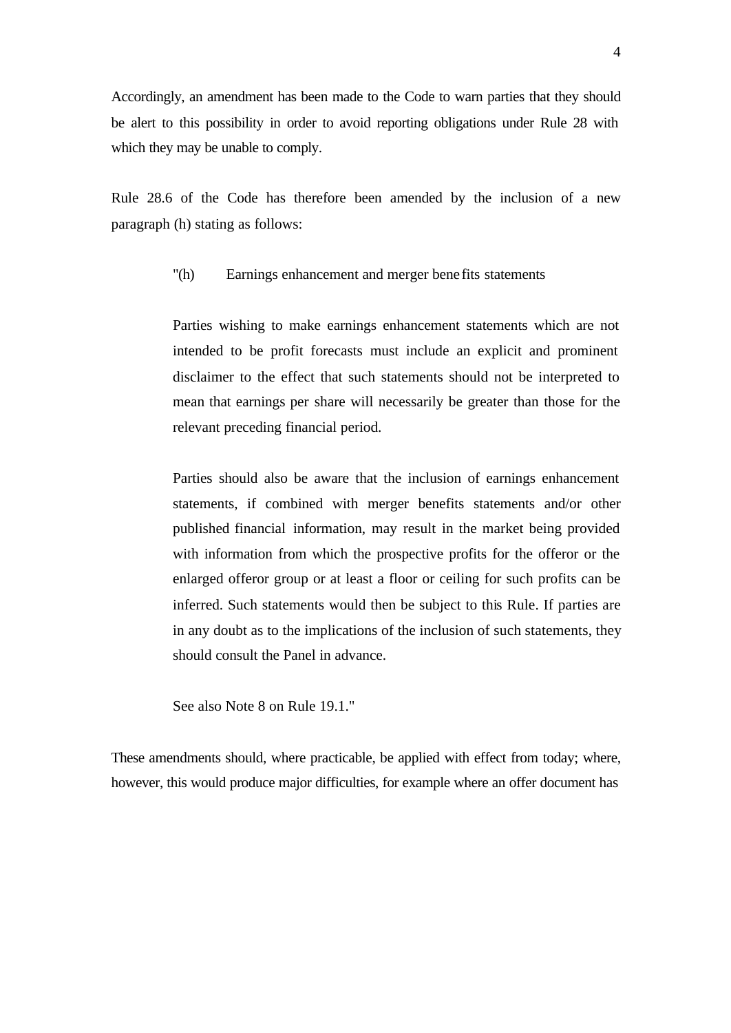Accordingly, an amendment has been made to the Code to warn parties that they should be alert to this possibility in order to avoid reporting obligations under Rule 28 with which they may be unable to comply.

Rule 28.6 of the Code has therefore been amended by the inclusion of a new paragraph (h) stating as follows:

> "(h) Earnings enhancement and merger benefits statements
>
> Parties wishing to make earnings enhancement statements which are not intended to be profit forecasts must include an explicit and prominent disclaimer to the effect that such statements should not be interpreted to mean that earnings per share will necessarily be greater than those for the relevant preceding financial period.
>
> Parties should also be aware that the inclusion of earnings enhancement statements, if combined with merger benefits statements and/or other published financial information, may result in the market being provided with information from which the prospective profits for the offeror or the enlarged offeror group or at least a floor or ceiling for such profits can be inferred. Such statements would then be subject to this Rule. If parties are in any doubt as to the implications of the inclusion of such statements, they should consult the Panel in advance.
>
> See also Note 8 on Rule 19.1."

These amendments should, where practicable, be applied with effect from today; where, however, this would produce major difficulties, for example where an offer document has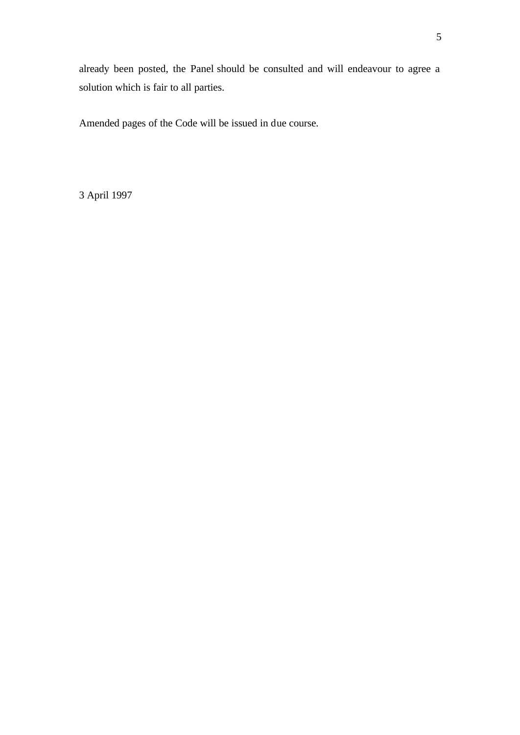already been posted, the Panel should be consulted and will endeavour to agree a solution which is fair to all parties.

Amended pages of the Code will be issued in due course.

3 April 1997